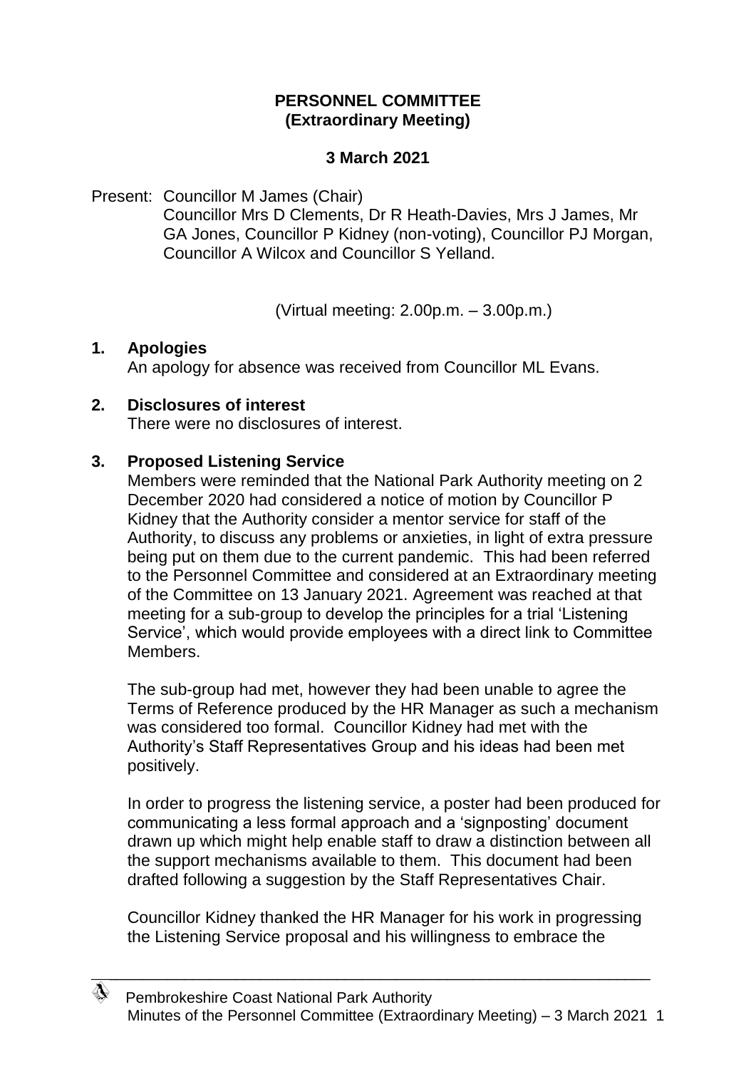**PERSONNEL COMMITTEE**
**(Extraordinary Meeting)**

**3 March 2021**

Present: Councillor M James (Chair)
Councillor Mrs D Clements, Dr R Heath-Davies, Mrs J James, Mr GA Jones, Councillor P Kidney (non-voting), Councillor PJ Morgan, Councillor A Wilcox and Councillor S Yelland.

(Virtual meeting: 2.00p.m. – 3.00p.m.)

**1. Apologies**

An apology for absence was received from Councillor ML Evans.

**2. Disclosures of interest**

There were no disclosures of interest.

**3. Proposed Listening Service**

Members were reminded that the National Park Authority meeting on 2 December 2020 had considered a notice of motion by Councillor P Kidney that the Authority consider a mentor service for staff of the Authority, to discuss any problems or anxieties, in light of extra pressure being put on them due to the current pandemic. This had been referred to the Personnel Committee and considered at an Extraordinary meeting of the Committee on 13 January 2021. Agreement was reached at that meeting for a sub-group to develop the principles for a trial 'Listening Service', which would provide employees with a direct link to Committee Members.

The sub-group had met, however they had been unable to agree the Terms of Reference produced by the HR Manager as such a mechanism was considered too formal. Councillor Kidney had met with the Authority's Staff Representatives Group and his ideas had been met positively.

In order to progress the listening service, a poster had been produced for communicating a less formal approach and a 'signposting' document drawn up which might help enable staff to draw a distinction between all the support mechanisms available to them. This document had been drafted following a suggestion by the Staff Representatives Chair.

Councillor Kidney thanked the HR Manager for his work in progressing the Listening Service proposal and his willingness to embrace the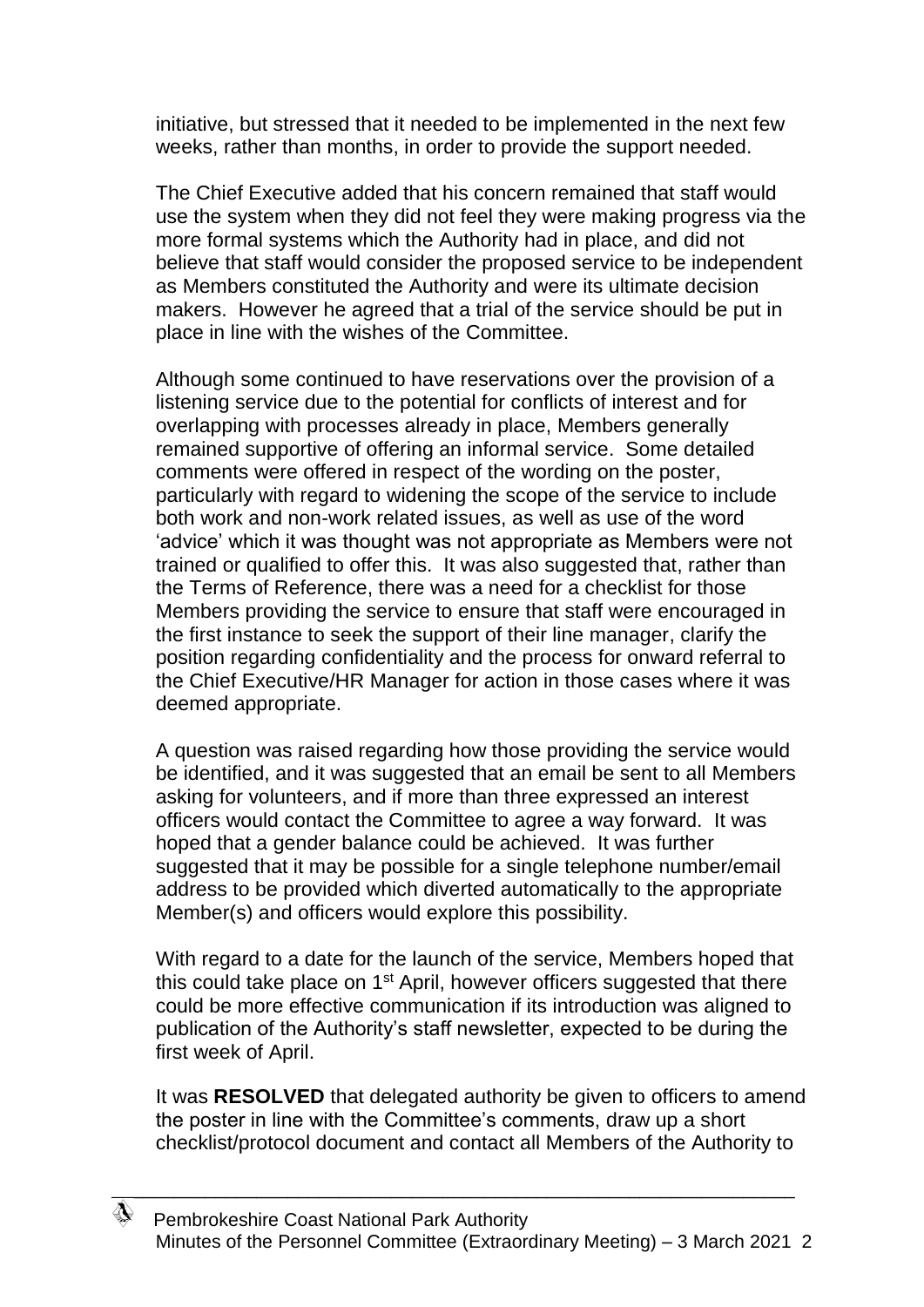initiative, but stressed that it needed to be implemented in the next few weeks, rather than months, in order to provide the support needed.

The Chief Executive added that his concern remained that staff would use the system when they did not feel they were making progress via the more formal systems which the Authority had in place, and did not believe that staff would consider the proposed service to be independent as Members constituted the Authority and were its ultimate decision makers. However he agreed that a trial of the service should be put in place in line with the wishes of the Committee.

Although some continued to have reservations over the provision of a listening service due to the potential for conflicts of interest and for overlapping with processes already in place, Members generally remained supportive of offering an informal service. Some detailed comments were offered in respect of the wording on the poster, particularly with regard to widening the scope of the service to include both work and non-work related issues, as well as use of the word 'advice' which it was thought was not appropriate as Members were not trained or qualified to offer this. It was also suggested that, rather than the Terms of Reference, there was a need for a checklist for those Members providing the service to ensure that staff were encouraged in the first instance to seek the support of their line manager, clarify the position regarding confidentiality and the process for onward referral to the Chief Executive/HR Manager for action in those cases where it was deemed appropriate.

A question was raised regarding how those providing the service would be identified, and it was suggested that an email be sent to all Members asking for volunteers, and if more than three expressed an interest officers would contact the Committee to agree a way forward. It was hoped that a gender balance could be achieved. It was further suggested that it may be possible for a single telephone number/email address to be provided which diverted automatically to the appropriate Member(s) and officers would explore this possibility.

With regard to a date for the launch of the service, Members hoped that this could take place on 1st April, however officers suggested that there could be more effective communication if its introduction was aligned to publication of the Authority's staff newsletter, expected to be during the first week of April.

It was **RESOLVED** that delegated authority be given to officers to amend the poster in line with the Committee's comments, draw up a short checklist/protocol document and contact all Members of the Authority to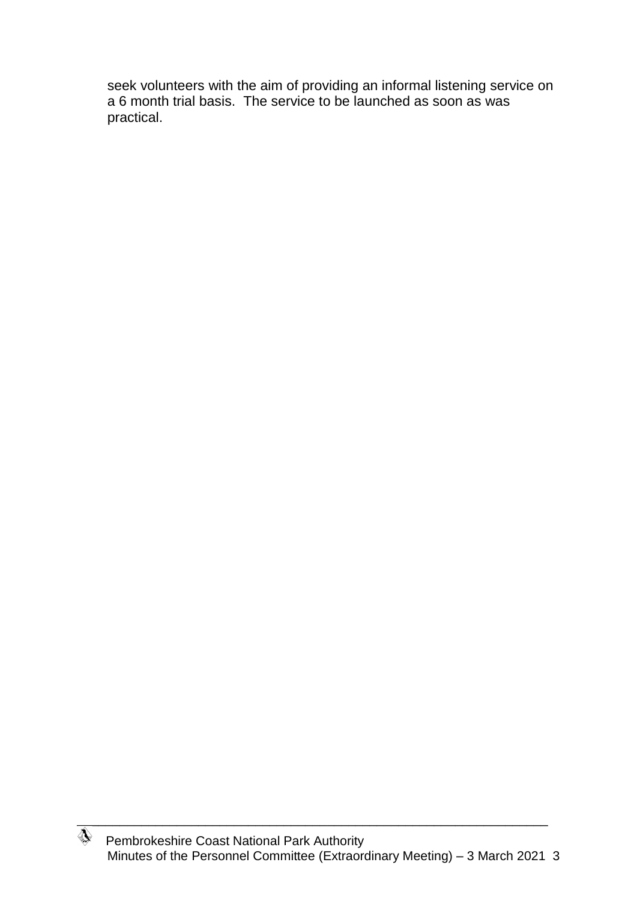seek volunteers with the aim of providing an informal listening service on a 6 month trial basis. The service to be launched as soon as was practical.